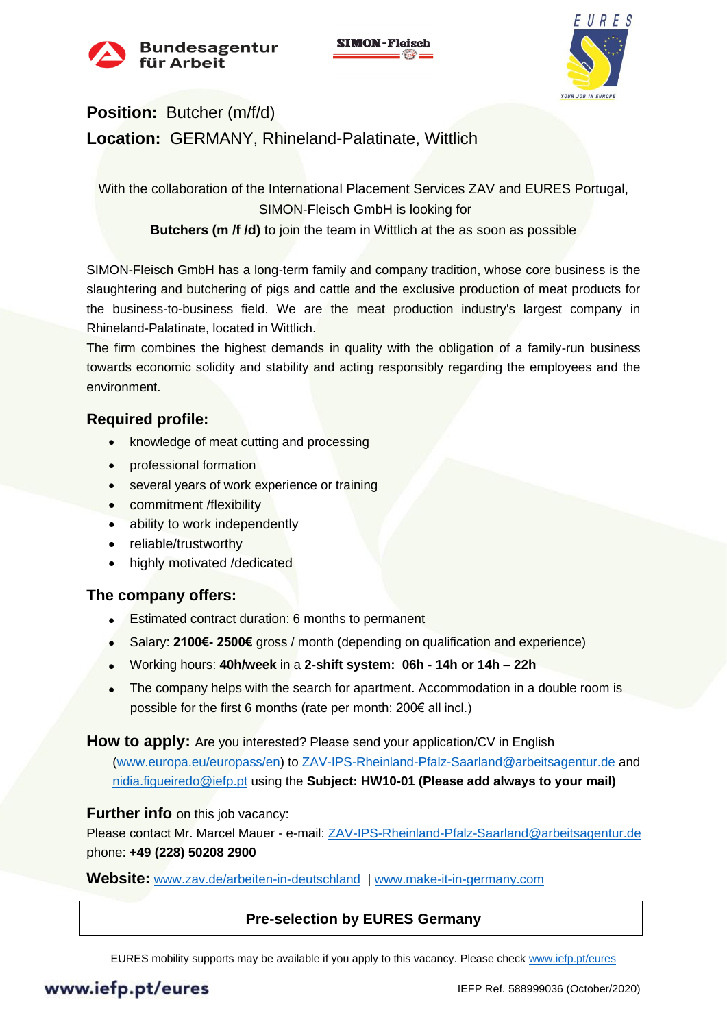**Position:** Butcher (m/f/d)

**Location:** GERMANY, Rhineland-Palatinate, Wittlich

With the collaboration of the International Placement Services ZAV and EURES Portugal, SIMON-Fleisch GmbH is looking for **Butchers (m /f /d)** to join the team in Wittlich at the as soon as possible

SIMON-Fleisch GmbH has a long-term family and company tradition, whose core business is the slaughtering and butchering of pigs and cattle and the exclusive production of meat products for the business-to-business field. We are the meat production industry's largest company in Rhineland-Palatinate, located in Wittlich.
The firm combines the highest demands in quality with the obligation of a family-run business towards economic solidity and stability and acting responsibly regarding the employees and the environment.

## Required profile:

- knowledge of meat cutting and processing
- professional formation
- several years of work experience or training
- commitment /flexibility
- ability to work independently
- reliable/trustworthy
- highly motivated /dedicated

## The company offers:

- Estimated contract duration: 6 months to permanent
- Salary: **2100€- 2500€** gross / month (depending on qualification and experience)
- Working hours: **40h/week** in a **2-shift system: 06h - 14h or 14h – 22h**
- The company helps with the search for apartment. Accommodation in a double room is possible for the first 6 months (rate per month: 200€ all incl.)

**How to apply:** Are you interested? Please send your application/CV in English (www.europa.eu/europass/en) to ZAV-IPS-Rheinland-Pfalz-Saarland@arbeitsagentur.de and nidia.figueiredo@iefp.pt using the **Subject: HW10-01 (Please add always to your mail)**

**Further info** on this job vacancy:
Please contact Mr. Marcel Mauer - e-mail: ZAV-IPS-Rheinland-Pfalz-Saarland@arbeitsagentur.de
phone: **+49 (228) 50208 2900**

**Website:** www.zav.de/arbeiten-in-deutschland | www.make-it-in-germany.com

**Pre-selection by EURES Germany**

EURES mobility supports may be available if you apply to this vacancy. Please check www.iefp.pt/eures

IEFP Ref. 588999036 (October/2020)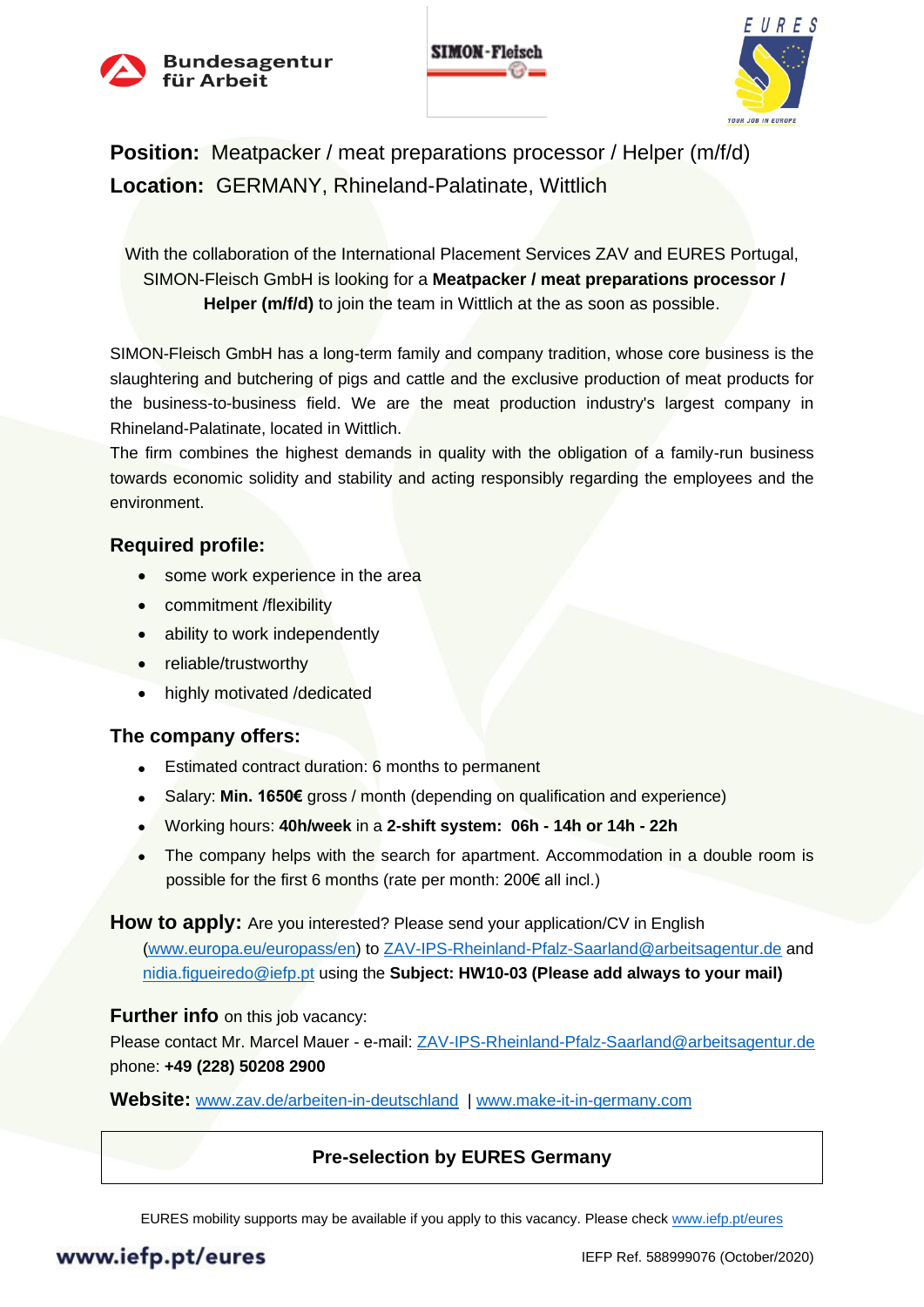Bundesagentur für Arbeit

SIMON-Fleisch

EURES

**Position:** Meatpacker / meat preparations processor / Helper (m/f/d)

**Location:** GERMANY, Rhineland-Palatinate, Wittlich

With the collaboration of the International Placement Services ZAV and EURES Portugal, SIMON-Fleisch GmbH is looking for a **Meatpacker / meat preparations processor / Helper (m/f/d)** to join the team in Wittlich at the as soon as possible.

SIMON-Fleisch GmbH has a long-term family and company tradition, whose core business is the slaughtering and butchering of pigs and cattle and the exclusive production of meat products for the business-to-business field. We are the meat production industry's largest company in Rhineland-Palatinate, located in Wittlich.

The firm combines the highest demands in quality with the obligation of a family-run business towards economic solidity and stability and acting responsibly regarding the employees and the environment.

## Required profile:

- some work experience in the area
- commitment /flexibility
- ability to work independently
- reliable/trustworthy
- highly motivated /dedicated

## The company offers:

- Estimated contract duration: 6 months to permanent
- Salary: **Min. 1650€** gross / month (depending on qualification and experience)
- Working hours: **40h/week** in a **2-shift system: 06h - 14h or 14h - 22h**
- The company helps with the search for apartment. Accommodation in a double room is possible for the first 6 months (rate per month: 200€ all incl.)

**How to apply:** Are you interested? Please send your application/CV in English (www.europa.eu/europass/en) to ZAV-IPS-Rheinland-Pfalz-Saarland@arbeitsagentur.de and nidia.figueiredo@iefp.pt using the **Subject: HW10-03 (Please add always to your mail)**

**Further info** on this job vacancy:

Please contact Mr. Marcel Mauer - e-mail: ZAV-IPS-Rheinland-Pfalz-Saarland@arbeitsagentur.de

phone: **+49 (228) 50208 2900**

**Website:** www.zav.de/arbeiten-in-deutschland | www.make-it-in-germany.com

**Pre-selection by EURES Germany**

EURES mobility supports may be available if you apply to this vacancy. Please check www.iefp.pt/eures

www.iefp.pt/eures

IEFP Ref. 588999076 (October/2020)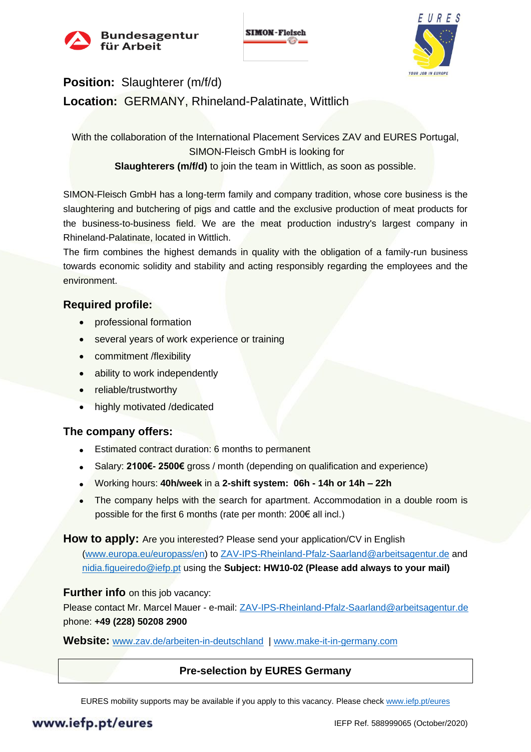Bundesagentur für Arbeit

SIMON-Fleisch

EURES YOUR JOB IN EUROPE

**Position:** Slaughterer (m/f/d)

**Location:** GERMANY, Rhineland-Palatinate, Wittlich

With the collaboration of the International Placement Services ZAV and EURES Portugal, SIMON-Fleisch GmbH is looking for **Slaughterers (m/f/d)** to join the team in Wittlich, as soon as possible.

SIMON-Fleisch GmbH has a long-term family and company tradition, whose core business is the slaughtering and butchering of pigs and cattle and the exclusive production of meat products for the business-to-business field. We are the meat production industry's largest company in Rhineland-Palatinate, located in Wittlich.
The firm combines the highest demands in quality with the obligation of a family-run business towards economic solidity and stability and acting responsibly regarding the employees and the environment.

## Required profile:

- professional formation
- several years of work experience or training
- commitment /flexibility
- ability to work independently
- reliable/trustworthy
- highly motivated /dedicated

## The company offers:

- Estimated contract duration: 6 months to permanent
- Salary: **2100€- 2500€** gross / month (depending on qualification and experience)
- Working hours: **40h/week** in a **2-shift system: 06h - 14h or 14h – 22h**
- The company helps with the search for apartment. Accommodation in a double room is possible for the first 6 months (rate per month: 200€ all incl.)

**How to apply:** Are you interested? Please send your application/CV in English (www.europa.eu/europass/en) to ZAV-IPS-Rheinland-Pfalz-Saarland@arbeitsagentur.de and nidia.figueiredo@iefp.pt using the **Subject: HW10-02 (Please add always to your mail)**

**Further info** on this job vacancy:
Please contact Mr. Marcel Mauer - e-mail: ZAV-IPS-Rheinland-Pfalz-Saarland@arbeitsagentur.de
phone: **+49 (228) 50208 2900**

**Website:** www.zav.de/arbeiten-in-deutschland | www.make-it-in-germany.com

**Pre-selection by EURES Germany**

EURES mobility supports may be available if you apply to this vacancy. Please check www.iefp.pt/eures

www.iefp.pt/eures

IEFP Ref. 588999065 (October/2020)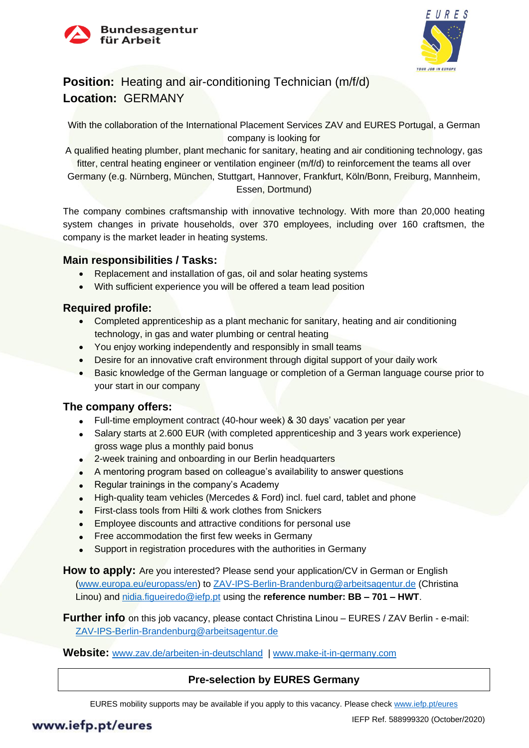Bundesagentur für Arbeit

EURES

YOUR JOB IN EUROPE

**Position:** Heating and air-conditioning Technician (m/f/d)
**Location:** GERMANY

With the collaboration of the International Placement Services ZAV and EURES Portugal, a German company is looking for
A qualified heating plumber, plant mechanic for sanitary, heating and air conditioning technology, gas fitter, central heating engineer or ventilation engineer (m/f/d) to reinforcement the teams all over Germany (e.g. Nürnberg, München, Stuttgart, Hannover, Frankfurt, Köln/Bonn, Freiburg, Mannheim, Essen, Dortmund)

The company combines craftsmanship with innovative technology. With more than 20,000 heating system changes in private households, over 370 employees, including over 160 craftsmen, the company is the market leader in heating systems.

## Main responsibilities / Tasks:

- Replacement and installation of gas, oil and solar heating systems
- With sufficient experience you will be offered a team lead position

## Required profile:

- Completed apprenticeship as a plant mechanic for sanitary, heating and air conditioning technology, in gas and water plumbing or central heating
- You enjoy working independently and responsibly in small teams
- Desire for an innovative craft environment through digital support of your daily work
- Basic knowledge of the German language or completion of a German language course prior to your start in our company

## The company offers:

- Full-time employment contract (40-hour week) & 30 days' vacation per year
- Salary starts at 2.600 EUR (with completed apprenticeship and 3 years work experience) gross wage plus a monthly paid bonus
- 2-week training and onboarding in our Berlin headquarters
- A mentoring program based on colleague's availability to answer questions
- Regular trainings in the company's Academy
- High-quality team vehicles (Mercedes & Ford) incl. fuel card, tablet and phone
- First-class tools from Hilti & work clothes from Snickers
- Employee discounts and attractive conditions for personal use
- Free accommodation the first few weeks in Germany
- Support in registration procedures with the authorities in Germany

**How to apply:** Are you interested? Please send your application/CV in German or English (www.europa.eu/europass/en) to ZAV-IPS-Berlin-Brandenburg@arbeitsagentur.de (Christina Linou) and nidia.figueiredo@iefp.pt using the **reference number: BB – 701 – HWT**.

**Further info** on this job vacancy, please contact Christina Linou – EURES / ZAV Berlin - e-mail: ZAV-IPS-Berlin-Brandenburg@arbeitsagentur.de

**Website:** www.zav.de/arbeiten-in-deutschland | www.make-it-in-germany.com

**Pre-selection by EURES Germany**

EURES mobility supports may be available if you apply to this vacancy. Please check www.iefp.pt/eures

www.iefp.pt/eures

IEFP Ref. 588999320 (October/2020)